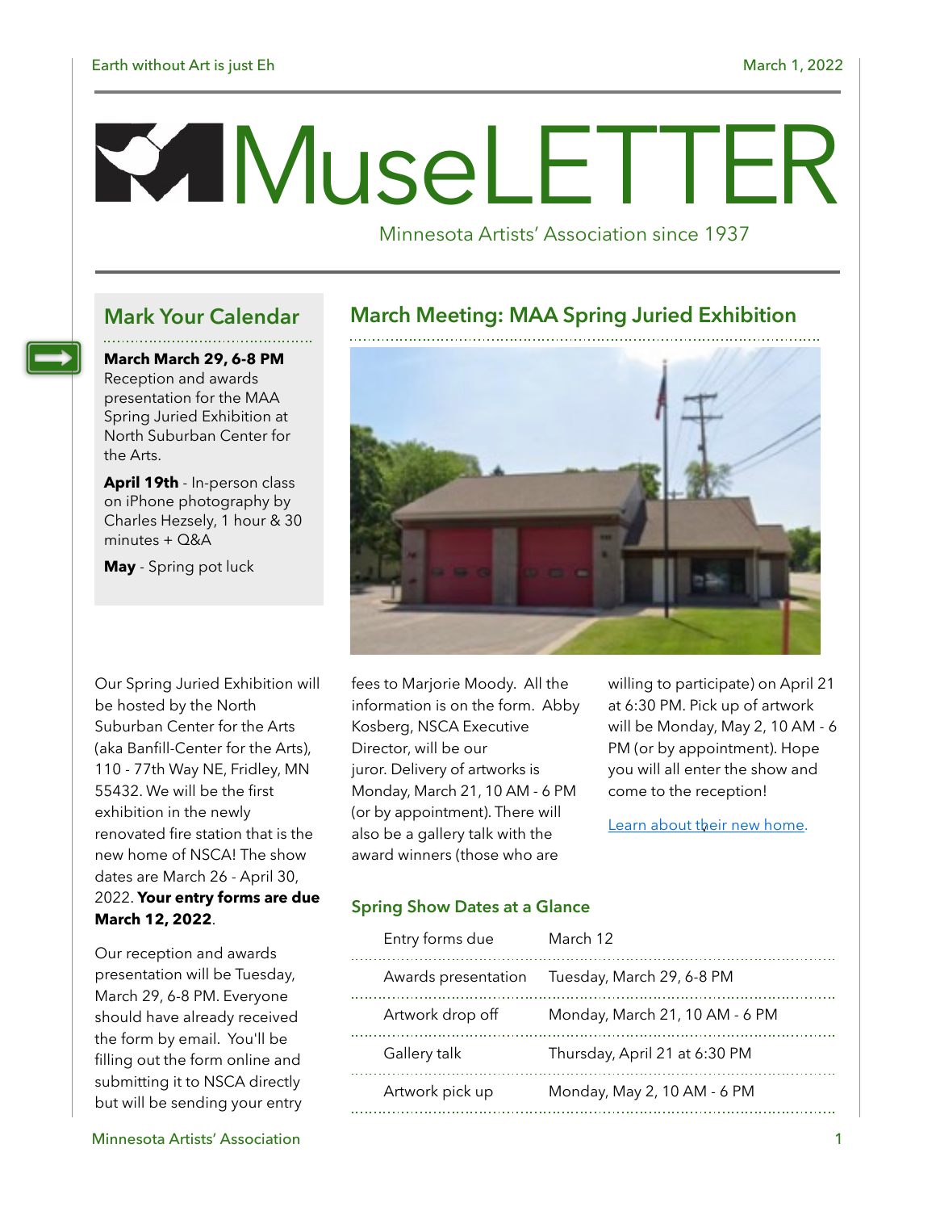Earth without Art is just Eh — March 1, 2022

# MuseLETTER

Minnesota Artists' Association since 1937

## Mark Your Calendar

**March March 29, 6-8 PM** Reception and awards presentation for the MAA Spring Juried Exhibition at North Suburban Center for the Arts.

**April 19th** - In-person class on iPhone photography by Charles Hezsely, 1 hour & 30 minutes + Q&A

**May** - Spring pot luck

## March Meeting: MAA Spring Juried Exhibition

Our Spring Juried Exhibition will be hosted by the North Suburban Center for the Arts (aka Banfill-Center for the Arts), 110 - 77th Way NE, Fridley, MN 55432. We will be the first exhibition in the newly renovated fire station that is the new home of NSCA! The show dates are March 26 - April 30, 2022. **Your entry forms are due March 12, 2022**.

Our reception and awards presentation will be Tuesday, March 29, 6-8 PM. Everyone should have already received the form by email. You'll be filling out the form online and submitting it to NSCA directly but will be sending your entry fees to Marjorie Moody. All the information is on the form. Abby Kosberg, NSCA Executive Director, will be our juror. Delivery of artworks is Monday, March 21, 10 AM - 6 PM (or by appointment). There will also be a gallery talk with the award winners (those who are willing to participate) on April 21 at 6:30 PM. Pick up of artwork will be Monday, May 2, 10 AM - 6 PM (or by appointment). Hope you will all enter the show and come to the reception!

Learn about their new home.

### Spring Show Dates at a Glance

| | |
|---|---|
| Entry forms due | March 12 |
| Awards presentation | Tuesday, March 29, 6-8 PM |
| Artwork drop off | Monday, March 21, 10 AM - 6 PM |
| Gallery talk | Thursday, April 21 at 6:30 PM |
| Artwork pick up | Monday, May 2, 10 AM - 6 PM |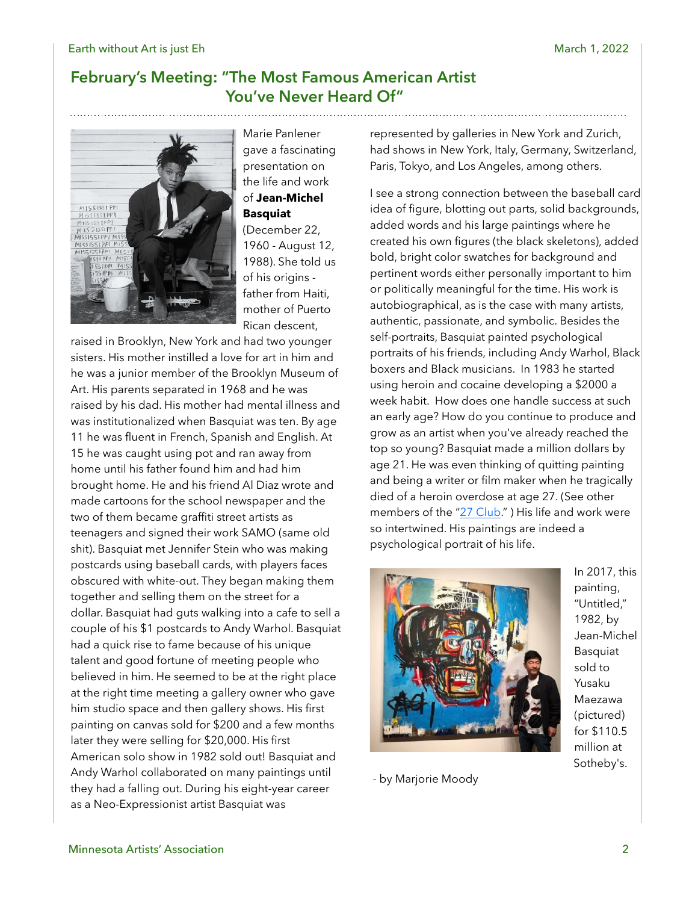## February's Meeting: "The Most Famous American Artist You've Never Heard Of"

Marie Panlener gave a fascinating presentation on the life and work of **Jean-Michel Basquiat** (December 22, 1960 - August 12, 1988). She told us of his origins - father from Haiti, mother of Puerto Rican descent, raised in Brooklyn, New York and had two younger sisters. His mother instilled a love for art in him and he was a junior member of the Brooklyn Museum of Art. His parents separated in 1968 and he was raised by his dad. His mother had mental illness and was institutionalized when Basquiat was ten. By age 11 he was fluent in French, Spanish and English. At 15 he was caught using pot and ran away from home until his father found him and had him brought home. He and his friend Al Diaz wrote and made cartoons for the school newspaper and the two of them became graffiti street artists as teenagers and signed their work SAMO (same old shit). Basquiat met Jennifer Stein who was making postcards using baseball cards, with players faces obscured with white-out. They began making them together and selling them on the street for a dollar. Basquiat had guts walking into a cafe to sell a couple of his $1 postcards to Andy Warhol. Basquiat had a quick rise to fame because of his unique talent and good fortune of meeting people who believed in him. He seemed to be at the right place at the right time meeting a gallery owner who gave him studio space and then gallery shows. His first painting on canvas sold for $200 and a few months later they were selling for $20,000. His first American solo show in 1982 sold out! Basquiat and Andy Warhol collaborated on many paintings until they had a falling out. During his eight-year career as a Neo-Expressionist artist Basquiat was represented by galleries in New York and Zurich, had shows in New York, Italy, Germany, Switzerland, Paris, Tokyo, and Los Angeles, among others.

I see a strong connection between the baseball card idea of figure, blotting out parts, solid backgrounds, added words and his large paintings where he created his own figures (the black skeletons), added bold, bright color swatches for background and pertinent words either personally important to him or politically meaningful for the time. His work is autobiographical, as is the case with many artists, authentic, passionate, and symbolic. Besides the self-portraits, Basquiat painted psychological portraits of his friends, including Andy Warhol, Black boxers and Black musicians. In 1983 he started using heroin and cocaine developing a $2000 a week habit. How does one handle success at such an early age? How do you continue to produce and grow as an artist when you've already reached the top so young? Basquiat made a million dollars by age 21. He was even thinking of quitting painting and being a writer or film maker when he tragically died of a heroin overdose at age 27. (See other members of the "27 Club.") His life and work were so intertwined. His paintings are indeed a psychological portrait of his life.

In 2017, this painting, "Untitled," 1982, by Jean-Michel Basquiat sold to Yusaku Maezawa (pictured) for $110.5 million at Sotheby's.

- by Marjorie Moody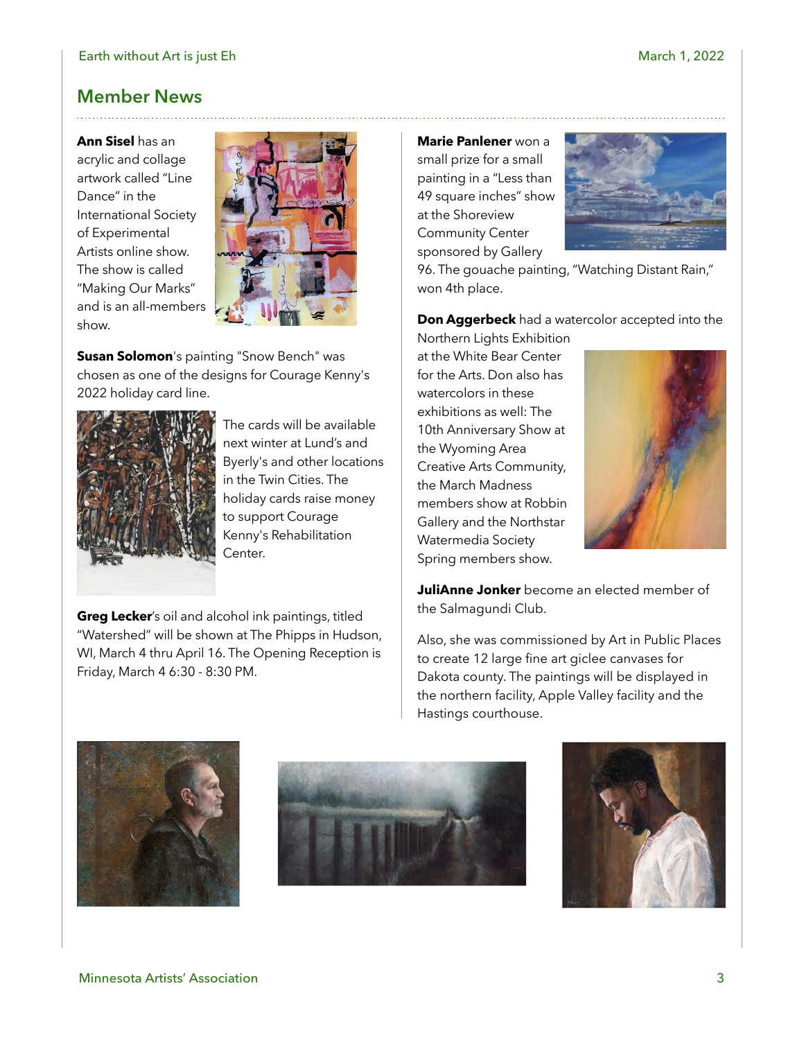## Member News

**Ann Sisel** has an acrylic and collage artwork called "Line Dance" in the International Society of Experimental Artists online show. The show is called "Making Our Marks" and is an all-members show.

**Susan Solomon**'s painting "Snow Bench" was chosen as one of the designs for Courage Kenny's 2022 holiday card line.

The cards will be available next winter at Lund's and Byerly's and other locations in the Twin Cities. The holiday cards raise money to support Courage Kenny's Rehabilitation Center.

**Greg Lecker**'s oil and alcohol ink paintings, titled "Watershed" will be shown at The Phipps in Hudson, WI, March 4 thru April 16. The Opening Reception is Friday, March 4 6:30 - 8:30 PM.

**Marie Panlener** won a small prize for a small painting in a "Less than 49 square inches" show at the Shoreview Community Center sponsored by Gallery 96. The gouache painting, "Watching Distant Rain," won 4th place.

**Don Aggerbeck** had a watercolor accepted into the Northern Lights Exhibition at the White Bear Center for the Arts. Don also has watercolors in these exhibitions as well: The 10th Anniversary Show at the Wyoming Area Creative Arts Community, the March Madness members show at Robbin Gallery and the Northstar Watermedia Society Spring members show.

**JuliAnne Jonker** become an elected member of the Salmagundi Club.

Also, she was commissioned by Art in Public Places to create 12 large fine art giclee canvases for Dakota county. The paintings will be displayed in the northern facility, Apple Valley facility and the Hastings courthouse.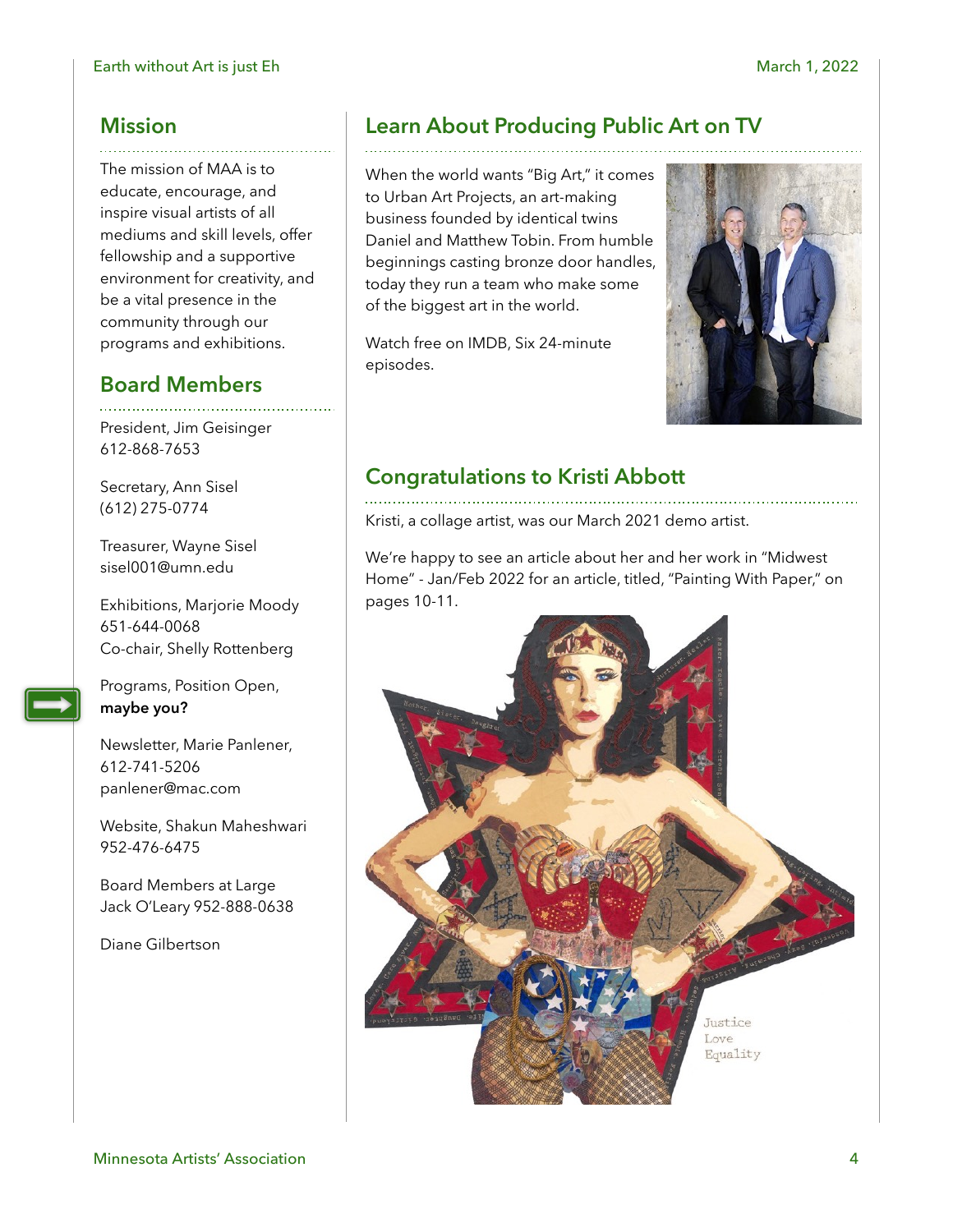## Mission

The mission of MAA is to educate, encourage, and inspire visual artists of all mediums and skill levels, offer fellowship and a supportive environment for creativity, and be a vital presence in the community through our programs and exhibitions.

## Board Members

President, Jim Geisinger
612-868-7653

Secretary, Ann Sisel
(612) 275-0774

Treasurer, Wayne Sisel
sisel001@umn.edu

Exhibitions, Marjorie Moody
651-644-0068
Co-chair, Shelly Rottenberg

Programs, Position Open, **maybe you?**

Newsletter, Marie Panlener,
612-741-5206
panlener@mac.com

Website, Shakun Maheshwari
952-476-6475

Board Members at Large
Jack O'Leary 952-888-0638

Diane Gilbertson

## Learn About Producing Public Art on TV

When the world wants "Big Art," it comes to Urban Art Projects, an art-making business founded by identical twins Daniel and Matthew Tobin. From humble beginnings casting bronze door handles, today they run a team who make some of the biggest art in the world.

Watch free on IMDB, Six 24-minute episodes.

## Congratulations to Kristi Abbott

Kristi, a collage artist, was our March 2021 demo artist.

We're happy to see an article about her and her work in "Midwest Home" - Jan/Feb 2022 for an article, titled, "Painting With Paper," on pages 10-11.